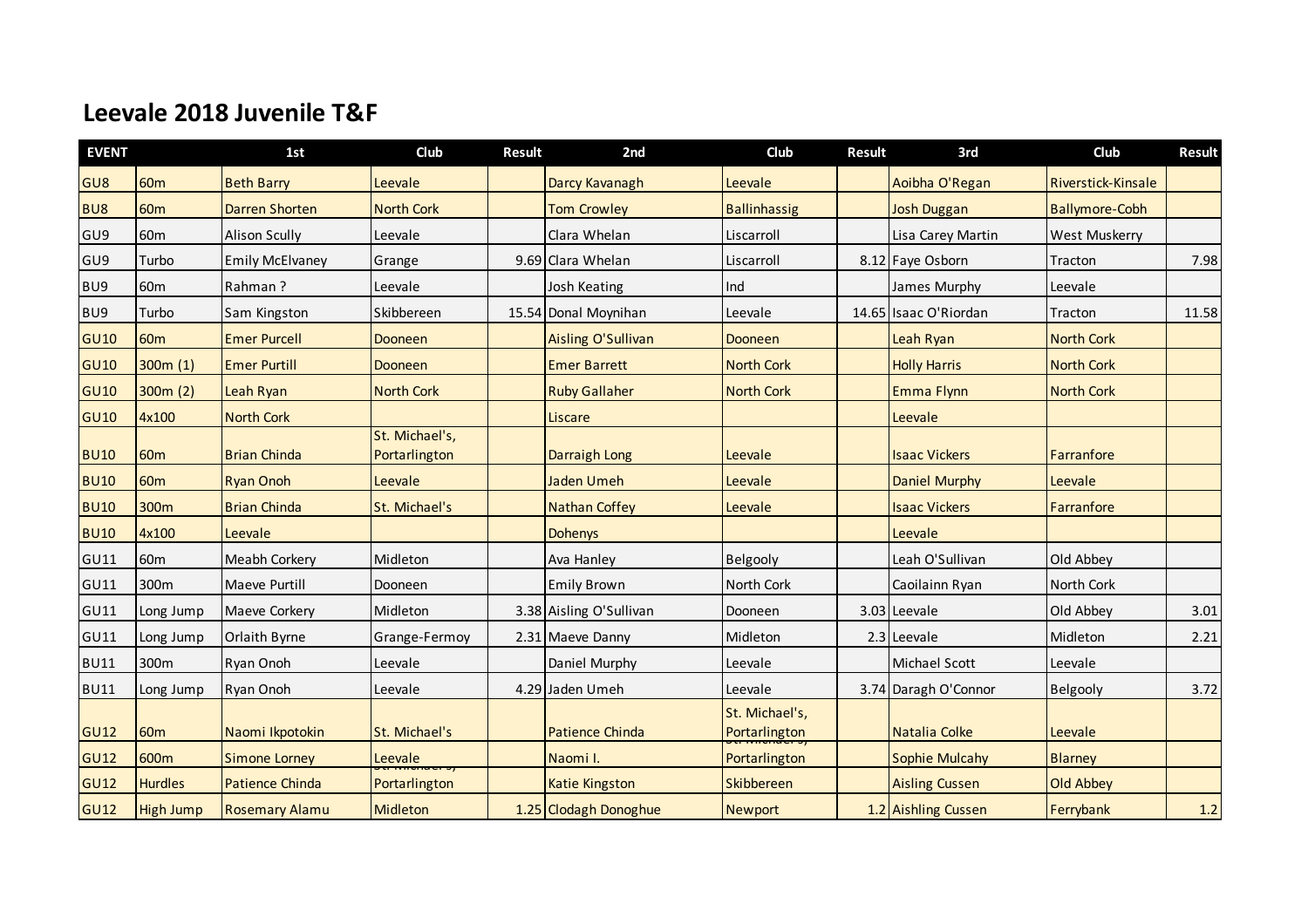# Leevale 2018 Juvenile T&F

| EVENT | | 1st | Club | Result | 2nd | Club | Result | 3rd | Club | Result |
|---|---|---|---|---|---|---|---|---|---|---|
| GU8 | 60m | Beth Barry | Leevale | | Darcy Kavanagh | Leevale | | Aoibha O'Regan | Riverstick-Kinsale | |
| BU8 | 60m | Darren Shorten | North Cork | | Tom Crowley | Ballinhassig | | Josh Duggan | Ballymore-Cobh | |
| GU9 | 60m | Alison Scully | Leevale | | Clara Whelan | Liscarroll | | Lisa Carey Martin | West Muskerry | |
| GU9 | Turbo | Emily McElvaney | Grange | 9.69 | Clara Whelan | Liscarroll | 8.12 | Faye Osborn | Tracton | 7.98 |
| BU9 | 60m | Rahman ? | Leevale | | Josh Keating | Ind | | James Murphy | Leevale | |
| BU9 | Turbo | Sam Kingston | Skibbereen | 15.54 | Donal Moynihan | Leevale | 14.65 | Isaac O'Riordan | Tracton | 11.58 |
| GU10 | 60m | Emer Purcell | Dooneen | | Aisling O'Sullivan | Dooneen | | Leah Ryan | North Cork | |
| GU10 | 300m (1) | Emer Purtill | Dooneen | | Emer Barrett | North Cork | | Holly Harris | North Cork | |
| GU10 | 300m (2) | Leah Ryan | North Cork | | Ruby Gallaher | North Cork | | Emma Flynn | North Cork | |
| GU10 | 4x100 | North Cork | | | Liscare | | | Leevale | | |
| BU10 | 60m | Brian Chinda | St. Michael's, Portarlington | | Darraigh Long | Leevale | | Isaac Vickers | Farranfore | |
| BU10 | 60m | Ryan Onoh | Leevale | | Jaden Umeh | Leevale | | Daniel Murphy | Leevale | |
| BU10 | 300m | Brian Chinda | St. Michael's | | Nathan Coffey | Leevale | | Isaac Vickers | Farranfore | |
| BU10 | 4x100 | Leevale | | | Dohenys | | | Leevale | | |
| GU11 | 60m | Meabh Corkery | Midleton | | Ava Hanley | Belgooly | | Leah O'Sullivan | Old Abbey | |
| GU11 | 300m | Maeve Purtill | Dooneen | | Emily Brown | North Cork | | Caoilainn Ryan | North Cork | |
| GU11 | Long Jump | Maeve Corkery | Midleton | 3.38 | Aisling O'Sullivan | Dooneen | 3.03 | Leevale | Old Abbey | 3.01 |
| GU11 | Long Jump | Orlaith Byrne | Grange-Fermoy | 2.31 | Maeve Danny | Midleton | 2.3 | Leevale | Midleton | 2.21 |
| BU11 | 300m | Ryan Onoh | Leevale | | Daniel Murphy | Leevale | | Michael Scott | Leevale | |
| BU11 | Long Jump | Ryan Onoh | Leevale | 4.29 | Jaden Umeh | Leevale | 3.74 | Daragh O'Connor | Belgooly | 3.72 |
| GU12 | 60m | Naomi Ikpotokin | St. Michael's | | Patience Chinda | St. Michael's, Portarlington | | Natalia Colke | Leevale | |
| GU12 | 600m | Simone Lorney | Leevale | | Naomi I. | St. Michael's, Portarlington | | Sophie Mulcahy | Blarney | |
| GU12 | Hurdles | Patience Chinda | St. Michael's, Portarlington | | Katie Kingston | Skibbereen | | Aisling Cussen | Old Abbey | |
| GU12 | High Jump | Rosemary Alamu | Midleton | 1.25 | Clodagh Donoghue | Newport | 1.2 | Aishling Cussen | Ferrybank | 1.2 |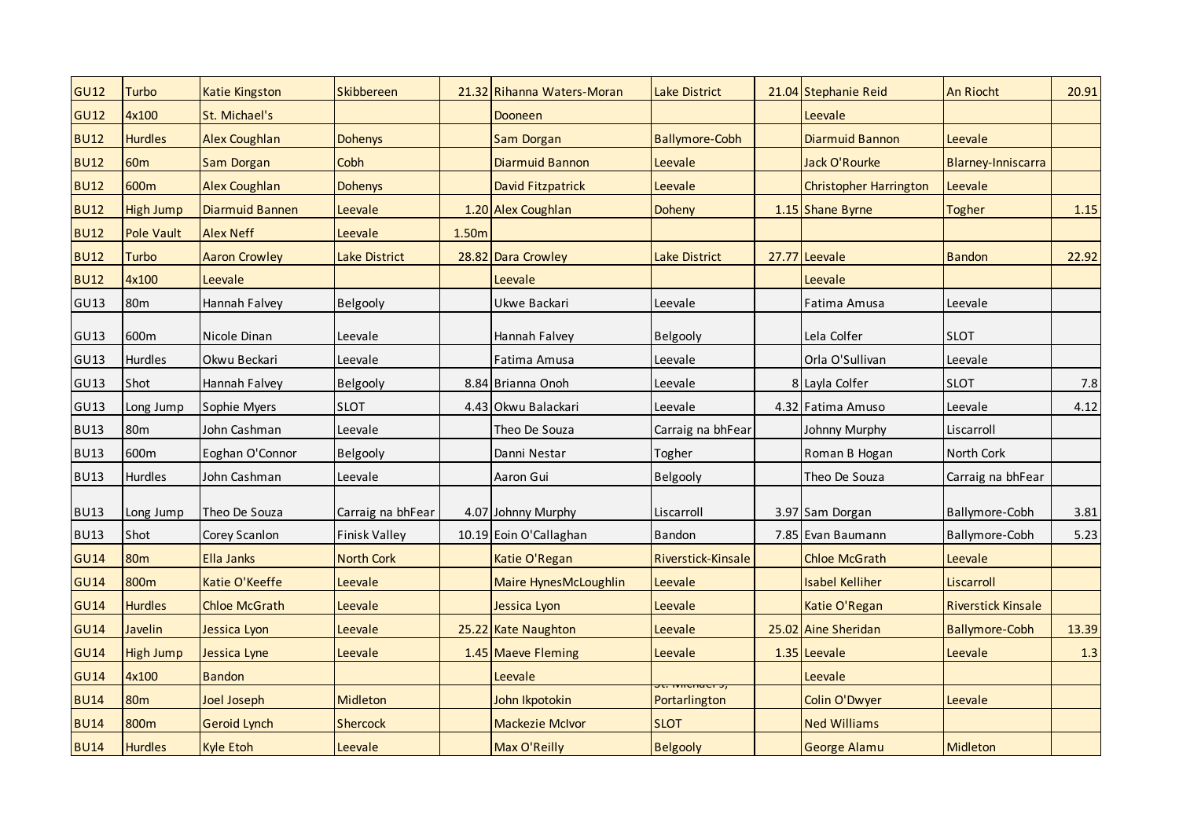| GU12 | Turbo | Katie Kingston | Skibbereen | 21.32 | Rihanna Waters-Moran | Lake District | 21.04 | Stephanie Reid | An Riocht | 20.91 |
|---|---|---|---|---|---|---|---|---|---|---|
| GU12 | 4x100 | St. Michael's | | | Dooneen | | | Leevale | | |
| BU12 | Hurdles | Alex Coughlan | Dohenys | | Sam Dorgan | Ballymore-Cobh | | Diarmuid Bannon | Leevale | |
| BU12 | 60m | Sam Dorgan | Cobh | | Diarmuid Bannon | Leevale | | Jack O'Rourke | Blarney-Inniscarra | |
| BU12 | 600m | Alex Coughlan | Dohenys | | David Fitzpatrick | Leevale | | Christopher Harrington | Leevale | |
| BU12 | High Jump | Diarmuid Bannen | Leevale | 1.20 | Alex Coughlan | Doheny | 1.15 | Shane Byrne | Togher | 1.15 |
| BU12 | Pole Vault | Alex Neff | Leevale | 1.50m | | | | | | |
| BU12 | Turbo | Aaron Crowley | Lake District | 28.82 | Dara Crowley | Lake District | 27.77 | Leevale | Bandon | 22.92 |
| BU12 | 4x100 | Leevale | | | Leevale | | | Leevale | | |
| GU13 | 80m | Hannah Falvey | Belgooly | | Ukwe Backari | Leevale | | Fatima Amusa | Leevale | |
| GU13 | 600m | Nicole Dinan | Leevale | | Hannah Falvey | Belgooly | | Lela Colfer | SLOT | |
| GU13 | Hurdles | Okwu Beckari | Leevale | | Fatima Amusa | Leevale | | Orla O'Sullivan | Leevale | |
| GU13 | Shot | Hannah Falvey | Belgooly | 8.84 | Brianna Onoh | Leevale | 8 | Layla Colfer | SLOT | 7.8 |
| GU13 | Long Jump | Sophie Myers | SLOT | 4.43 | Okwu Balackari | Leevale | 4.32 | Fatima Amuso | Leevale | 4.12 |
| BU13 | 80m | John Cashman | Leevale | | Theo De Souza | Carraig na bhFear | | Johnny Murphy | Liscarroll | |
| BU13 | 600m | Eoghan O'Connor | Belgooly | | Danni Nestar | Togher | | Roman B Hogan | North Cork | |
| BU13 | Hurdles | John Cashman | Leevale | | Aaron Gui | Belgooly | | Theo De Souza | Carraig na bhFear | |
| BU13 | Long Jump | Theo De Souza | Carraig na bhFear | 4.07 | Johnny Murphy | Liscarroll | 3.97 | Sam Dorgan | Ballymore-Cobh | 3.81 |
| BU13 | Shot | Corey Scanlon | Finisk Valley | 10.19 | Eoin O'Callaghan | Bandon | 7.85 | Evan Baumann | Ballymore-Cobh | 5.23 |
| GU14 | 80m | Ella Janks | North Cork | | Katie O'Regan | Riverstick-Kinsale | | Chloe McGrath | Leevale | |
| GU14 | 800m | Katie O'Keeffe | Leevale | | Maire HynesMcLoughlin | Leevale | | Isabel Kelliher | Liscarroll | |
| GU14 | Hurdles | Chloe McGrath | Leevale | | Jessica Lyon | Leevale | | Katie O'Regan | Riverstick Kinsale | |
| GU14 | Javelin | Jessica Lyon | Leevale | 25.22 | Kate Naughton | Leevale | 25.02 | Aine Sheridan | Ballymore-Cobh | 13.39 |
| GU14 | High Jump | Jessica Lyne | Leevale | 1.45 | Maeve Fleming | Leevale | 1.35 | Leevale | Leevale | 1.3 |
| GU14 | 4x100 | Bandon | | | Leevale | | | Leevale | | |
| BU14 | 80m | Joel Joseph | Midleton | | John Ikpotokin | St. Michael's, Portarlington | | Colin O'Dwyer | Leevale | |
| BU14 | 800m | Geroid Lynch | Shercock | | Mackezie McIvor | SLOT | | Ned Williams | | |
| BU14 | Hurdles | Kyle Etoh | Leevale | | Max O'Reilly | Belgooly | | George Alamu | Midleton | |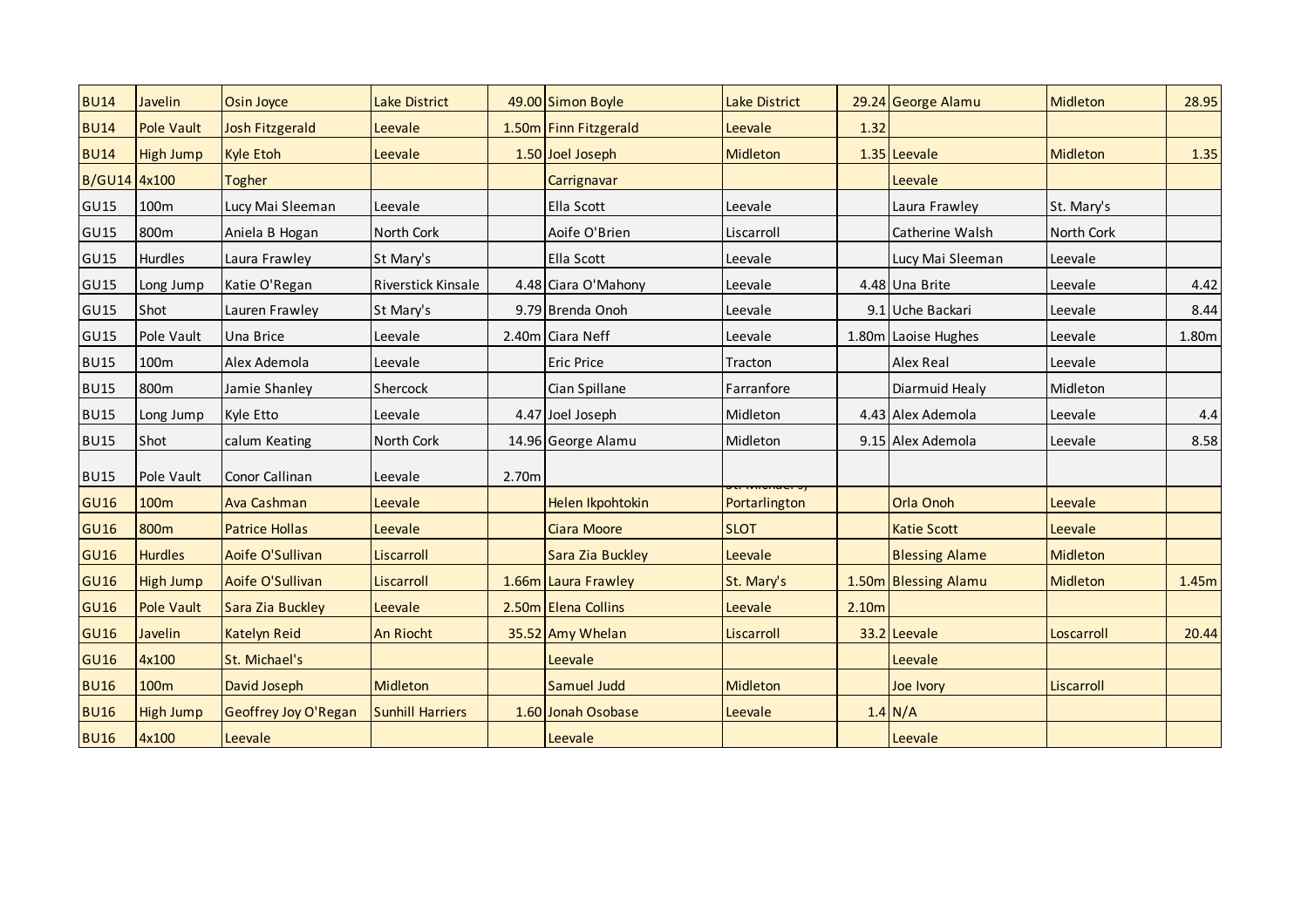| | | | | | | | | | | |
|---|---|---|---|---|---|---|---|---|---|---|
| BU14 | Javelin | Osin Joyce | Lake District | 49.00 | Simon Boyle | Lake District | 29.24 | George Alamu | Midleton | 28.95 |
| BU14 | Pole Vault | Josh Fitzgerald | Leevale | 1.50m | Finn Fitzgerald | Leevale | 1.32 | | | |
| BU14 | High Jump | Kyle Etoh | Leevale | 1.50 | Joel Joseph | Midleton | 1.35 | Leevale | Midleton | 1.35 |
| B/GU14 | 4x100 | Togher | | | Carrignavar | | | Leevale | | |
| GU15 | 100m | Lucy Mai Sleeman | Leevale | | Ella Scott | Leevale | | Laura Frawley | St. Mary's | |
| GU15 | 800m | Aniela B Hogan | North Cork | | Aoife O'Brien | Liscarroll | | Catherine Walsh | North Cork | |
| GU15 | Hurdles | Laura Frawley | St Mary's | | Ella Scott | Leevale | | Lucy Mai Sleeman | Leevale | |
| GU15 | Long Jump | Katie O'Regan | Riverstick Kinsale | 4.48 | Ciara O'Mahony | Leevale | 4.48 | Una Brite | Leevale | 4.42 |
| GU15 | Shot | Lauren Frawley | St Mary's | 9.79 | Brenda Onoh | Leevale | 9.1 | Uche Backari | Leevale | 8.44 |
| GU15 | Pole Vault | Una Brice | Leevale | 2.40m | Ciara Neff | Leevale | 1.80m | Laoise Hughes | Leevale | 1.80m |
| BU15 | 100m | Alex Ademola | Leevale | | Eric Price | Tracton | | Alex Real | Leevale | |
| BU15 | 800m | Jamie Shanley | Shercock | | Cian Spillane | Farranfore | | Diarmuid Healy | Midleton | |
| BU15 | Long Jump | Kyle Etto | Leevale | 4.47 | Joel Joseph | Midleton | 4.43 | Alex Ademola | Leevale | 4.4 |
| BU15 | Shot | calum Keating | North Cork | 14.96 | George Alamu | Midleton | 9.15 | Alex Ademola | Leevale | 8.58 |
| BU15 | Pole Vault | Conor Callinan | Leevale | 2.70m | | | | | | |
| GU16 | 100m | Ava Cashman | Leevale | | Helen Ikpohtokin | St. Michael's, Portarlington | | Orla Onoh | Leevale | |
| GU16 | 800m | Patrice Hollas | Leevale | | Ciara Moore | SLOT | | Katie Scott | Leevale | |
| GU16 | Hurdles | Aoife O'Sullivan | Liscarroll | | Sara Zia Buckley | Leevale | | Blessing Alame | Midleton | |
| GU16 | High Jump | Aoife O'Sullivan | Liscarroll | 1.66m | Laura Frawley | St. Mary's | 1.50m | Blessing Alamu | Midleton | 1.45m |
| GU16 | Pole Vault | Sara Zia Buckley | Leevale | 2.50m | Elena Collins | Leevale | 2.10m | | | |
| GU16 | Javelin | Katelyn Reid | An Riocht | 35.52 | Amy Whelan | Liscarroll | 33.2 | Leevale | Loscarroll | 20.44 |
| GU16 | 4x100 | St. Michael's | | | Leevale | | | Leevale | | |
| BU16 | 100m | David Joseph | Midleton | | Samuel Judd | Midleton | | Joe Ivory | Liscarroll | |
| BU16 | High Jump | Geoffrey Joy O'Regan | Sunhill Harriers | 1.60 | Jonah Osobase | Leevale | 1.4 | N/A | | |
| BU16 | 4x100 | Leevale | | | Leevale | | | Leevale | | |